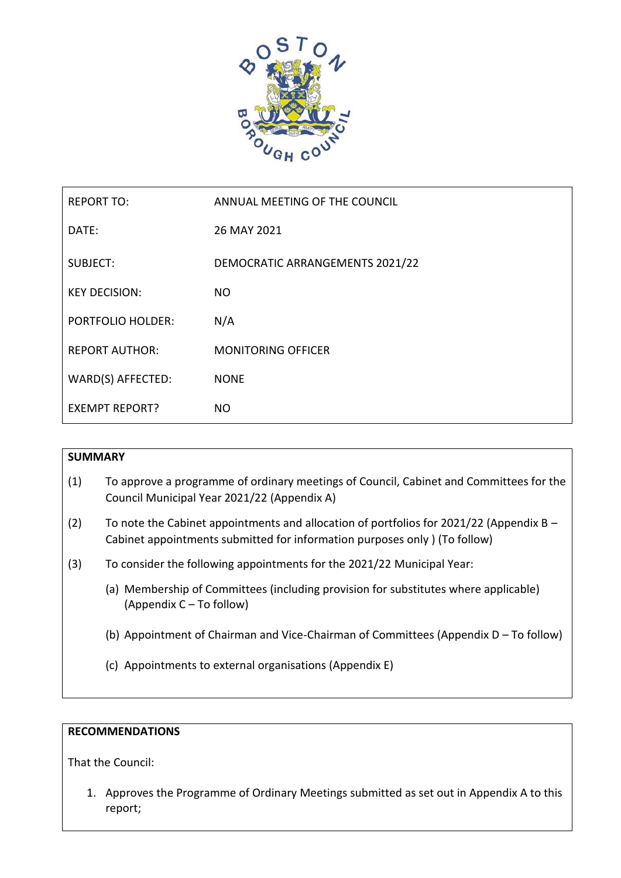| REPORT TO: | ANNUAL MEETING OF THE COUNCIL |
|---|---|
| DATE: | 26 MAY 2021 |
| SUBJECT: | DEMOCRATIC ARRANGEMENTS 2021/22 |
| KEY DECISION: | NO |
| PORTFOLIO HOLDER: | N/A |
| REPORT AUTHOR: | MONITORING OFFICER |
| WARD(S) AFFECTED: | NONE |
| EXEMPT REPORT? | NO |

## SUMMARY

(1) To approve a programme of ordinary meetings of Council, Cabinet and Committees for the Council Municipal Year 2021/22 (Appendix A)

(2) To note the Cabinet appointments and allocation of portfolios for 2021/22 (Appendix B – Cabinet appointments submitted for information purposes only ) (To follow)

(3) To consider the following appointments for the 2021/22 Municipal Year:

(a) Membership of Committees (including provision for substitutes where applicable) (Appendix C – To follow)

(b) Appointment of Chairman and Vice-Chairman of Committees (Appendix D – To follow)

(c) Appointments to external organisations (Appendix E)

## RECOMMENDATIONS

That the Council:

1. Approves the Programme of Ordinary Meetings submitted as set out in Appendix A to this report;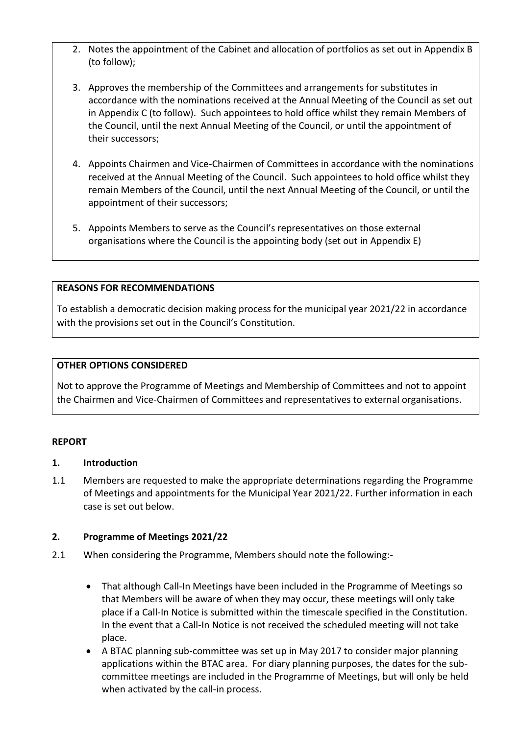2. Notes the appointment of the Cabinet and allocation of portfolios as set out in Appendix B (to follow);

3. Approves the membership of the Committees and arrangements for substitutes in accordance with the nominations received at the Annual Meeting of the Council as set out in Appendix C (to follow). Such appointees to hold office whilst they remain Members of the Council, until the next Annual Meeting of the Council, or until the appointment of their successors;

4. Appoints Chairmen and Vice-Chairmen of Committees in accordance with the nominations received at the Annual Meeting of the Council. Such appointees to hold office whilst they remain Members of the Council, until the next Annual Meeting of the Council, or until the appointment of their successors;

5. Appoints Members to serve as the Council's representatives on those external organisations where the Council is the appointing body (set out in Appendix E)

**REASONS FOR RECOMMENDATIONS**

To establish a democratic decision making process for the municipal year 2021/22 in accordance with the provisions set out in the Council's Constitution.

**OTHER OPTIONS CONSIDERED**

Not to approve the Programme of Meetings and Membership of Committees and not to appoint the Chairmen and Vice-Chairmen of Committees and representatives to external organisations.

**REPORT**

**1. Introduction**

1.1 Members are requested to make the appropriate determinations regarding the Programme of Meetings and appointments for the Municipal Year 2021/22. Further information in each case is set out below.

**2. Programme of Meetings 2021/22**

2.1 When considering the Programme, Members should note the following:-

- That although Call-In Meetings have been included in the Programme of Meetings so that Members will be aware of when they may occur, these meetings will only take place if a Call-In Notice is submitted within the timescale specified in the Constitution. In the event that a Call-In Notice is not received the scheduled meeting will not take place.
- A BTAC planning sub-committee was set up in May 2017 to consider major planning applications within the BTAC area. For diary planning purposes, the dates for the sub-committee meetings are included in the Programme of Meetings, but will only be held when activated by the call-in process.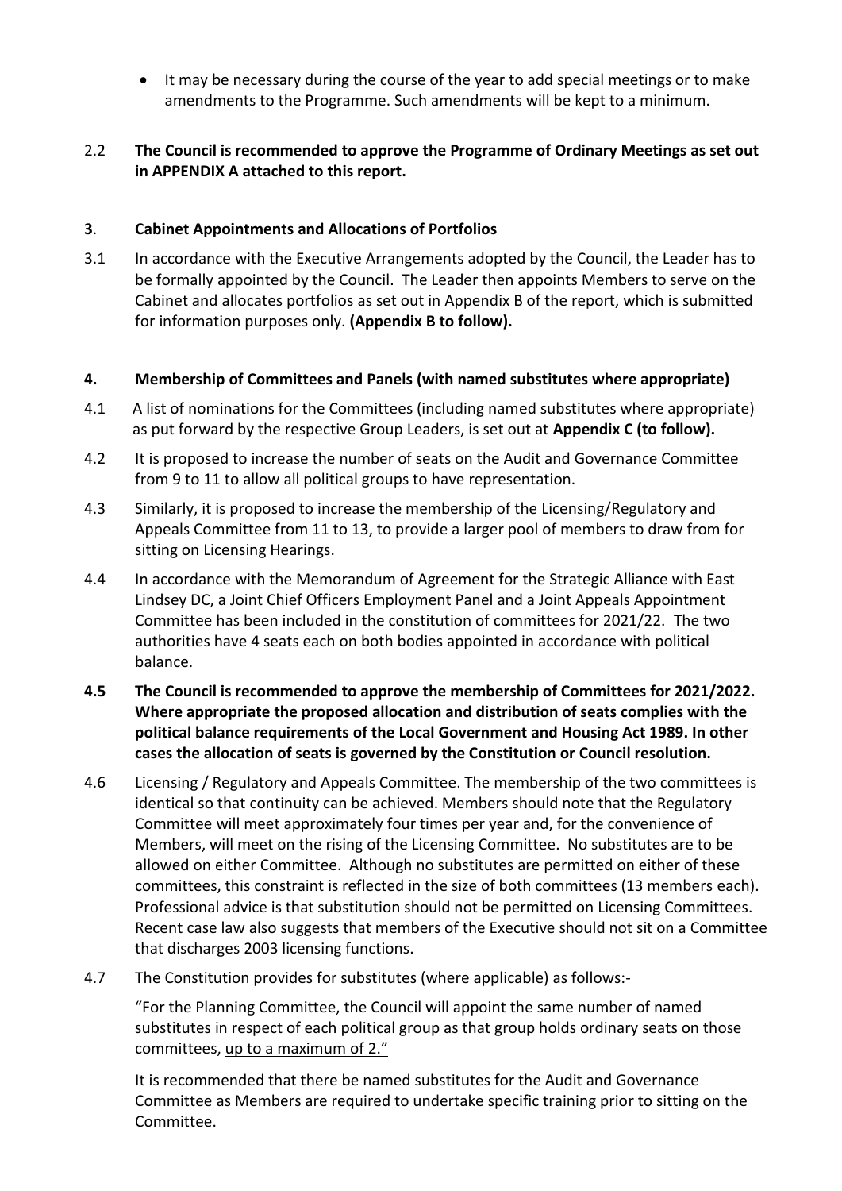- It may be necessary during the course of the year to add special meetings or to make amendments to the Programme. Such amendments will be kept to a minimum.

2.2 **The Council is recommended to approve the Programme of Ordinary Meetings as set out in APPENDIX A attached to this report.**

## 3. Cabinet Appointments and Allocations of Portfolios

3.1 In accordance with the Executive Arrangements adopted by the Council, the Leader has to be formally appointed by the Council. The Leader then appoints Members to serve on the Cabinet and allocates portfolios as set out in Appendix B of the report, which is submitted for information purposes only. **(Appendix B to follow).**

## 4. Membership of Committees and Panels (with named substitutes where appropriate)

4.1 A list of nominations for the Committees (including named substitutes where appropriate) as put forward by the respective Group Leaders, is set out at **Appendix C (to follow).**

4.2 It is proposed to increase the number of seats on the Audit and Governance Committee from 9 to 11 to allow all political groups to have representation.

4.3 Similarly, it is proposed to increase the membership of the Licensing/Regulatory and Appeals Committee from 11 to 13, to provide a larger pool of members to draw from for sitting on Licensing Hearings.

4.4 In accordance with the Memorandum of Agreement for the Strategic Alliance with East Lindsey DC, a Joint Chief Officers Employment Panel and a Joint Appeals Appointment Committee has been included in the constitution of committees for 2021/22. The two authorities have 4 seats each on both bodies appointed in accordance with political balance.

**4.5 The Council is recommended to approve the membership of Committees for 2021/2022. Where appropriate the proposed allocation and distribution of seats complies with the political balance requirements of the Local Government and Housing Act 1989. In other cases the allocation of seats is governed by the Constitution or Council resolution.**

4.6 Licensing / Regulatory and Appeals Committee. The membership of the two committees is identical so that continuity can be achieved. Members should note that the Regulatory Committee will meet approximately four times per year and, for the convenience of Members, will meet on the rising of the Licensing Committee. No substitutes are to be allowed on either Committee. Although no substitutes are permitted on either of these committees, this constraint is reflected in the size of both committees (13 members each). Professional advice is that substitution should not be permitted on Licensing Committees. Recent case law also suggests that members of the Executive should not sit on a Committee that discharges 2003 licensing functions.

4.7 The Constitution provides for substitutes (where applicable) as follows:-

"For the Planning Committee, the Council will appoint the same number of named substitutes in respect of each political group as that group holds ordinary seats on those committees, up to a maximum of 2."

It is recommended that there be named substitutes for the Audit and Governance Committee as Members are required to undertake specific training prior to sitting on the Committee.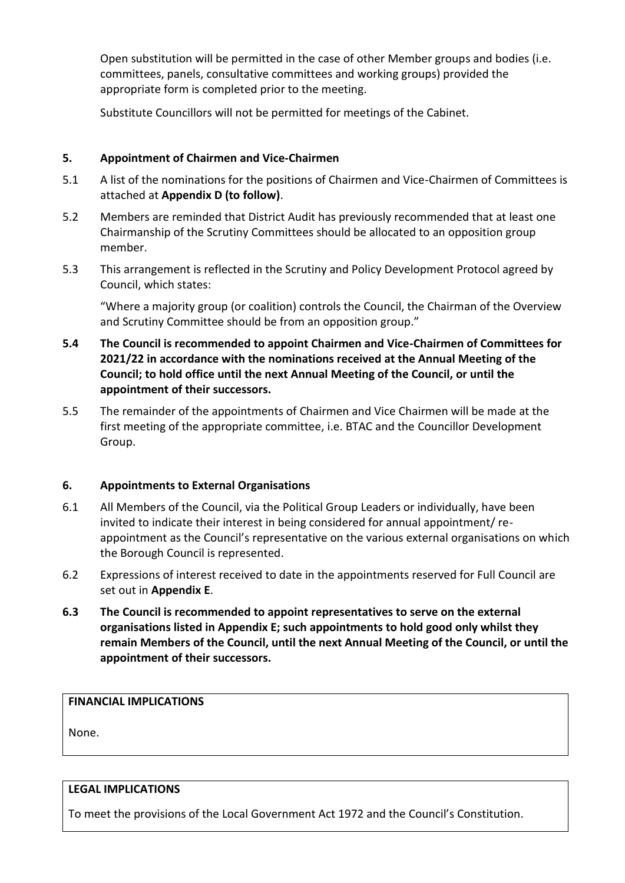Open substitution will be permitted in the case of other Member groups and bodies (i.e. committees, panels, consultative committees and working groups) provided the appropriate form is completed prior to the meeting.

Substitute Councillors will not be permitted for meetings of the Cabinet.

## 5. Appointment of Chairmen and Vice-Chairmen

5.1 A list of the nominations for the positions of Chairmen and Vice-Chairmen of Committees is attached at **Appendix D (to follow)**.

5.2 Members are reminded that District Audit has previously recommended that at least one Chairmanship of the Scrutiny Committees should be allocated to an opposition group member.

5.3 This arrangement is reflected in the Scrutiny and Policy Development Protocol agreed by Council, which states:

"Where a majority group (or coalition) controls the Council, the Chairman of the Overview and Scrutiny Committee should be from an opposition group."

**5.4 The Council is recommended to appoint Chairmen and Vice-Chairmen of Committees for 2021/22 in accordance with the nominations received at the Annual Meeting of the Council; to hold office until the next Annual Meeting of the Council, or until the appointment of their successors.**

5.5 The remainder of the appointments of Chairmen and Vice Chairmen will be made at the first meeting of the appropriate committee, i.e. BTAC and the Councillor Development Group.

## 6. Appointments to External Organisations

6.1 All Members of the Council, via the Political Group Leaders or individually, have been invited to indicate their interest in being considered for annual appointment/ re-appointment as the Council's representative on the various external organisations on which the Borough Council is represented.

6.2 Expressions of interest received to date in the appointments reserved for Full Council are set out in **Appendix E**.

**6.3 The Council is recommended to appoint representatives to serve on the external organisations listed in Appendix E; such appointments to hold good only whilst they remain Members of the Council, until the next Annual Meeting of the Council, or until the appointment of their successors.**

| **FINANCIAL IMPLICATIONS** |
| --- |
| None. |

| **LEGAL IMPLICATIONS** |
| --- |
| To meet the provisions of the Local Government Act 1972 and the Council's Constitution. |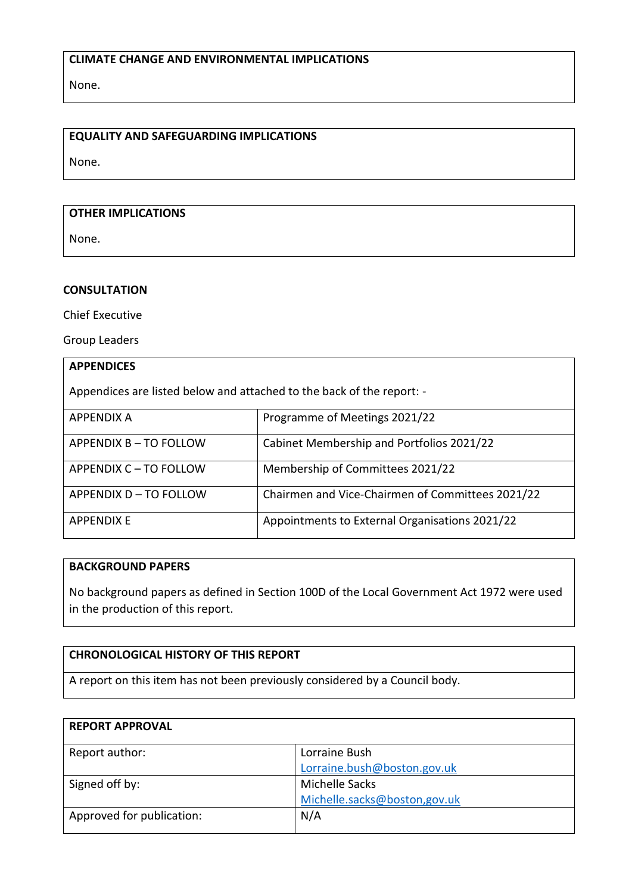| CLIMATE CHANGE AND ENVIRONMENTAL IMPLICATIONS |
|---|
| None. |

| EQUALITY AND SAFEGUARDING IMPLICATIONS |
|---|
| None. |

| OTHER IMPLICATIONS |
|---|
| None. |

**CONSULTATION**

Chief Executive

Group Leaders

**APPENDICES**

Appendices are listed below and attached to the back of the report: -

| | |
|---|---|
| APPENDIX A | Programme of Meetings 2021/22 |
| APPENDIX B – TO FOLLOW | Cabinet Membership and Portfolios 2021/22 |
| APPENDIX C – TO FOLLOW | Membership of Committees 2021/22 |
| APPENDIX D – TO FOLLOW | Chairmen and Vice-Chairmen of Committees 2021/22 |
| APPENDIX E | Appointments to External Organisations 2021/22 |

| BACKGROUND PAPERS |
|---|
| No background papers as defined in Section 100D of the Local Government Act 1972 were used in the production of this report. |

| CHRONOLOGICAL HISTORY OF THIS REPORT |
|---|
| A report on this item has not been previously considered by a Council body. |

**REPORT APPROVAL**

| | |
|---|---|
| Report author: | Lorraine Bush<br>Lorraine.bush@boston.gov.uk |
| Signed off by: | Michelle Sacks<br>Michelle.sacks@boston,gov.uk |
| Approved for publication: | N/A |